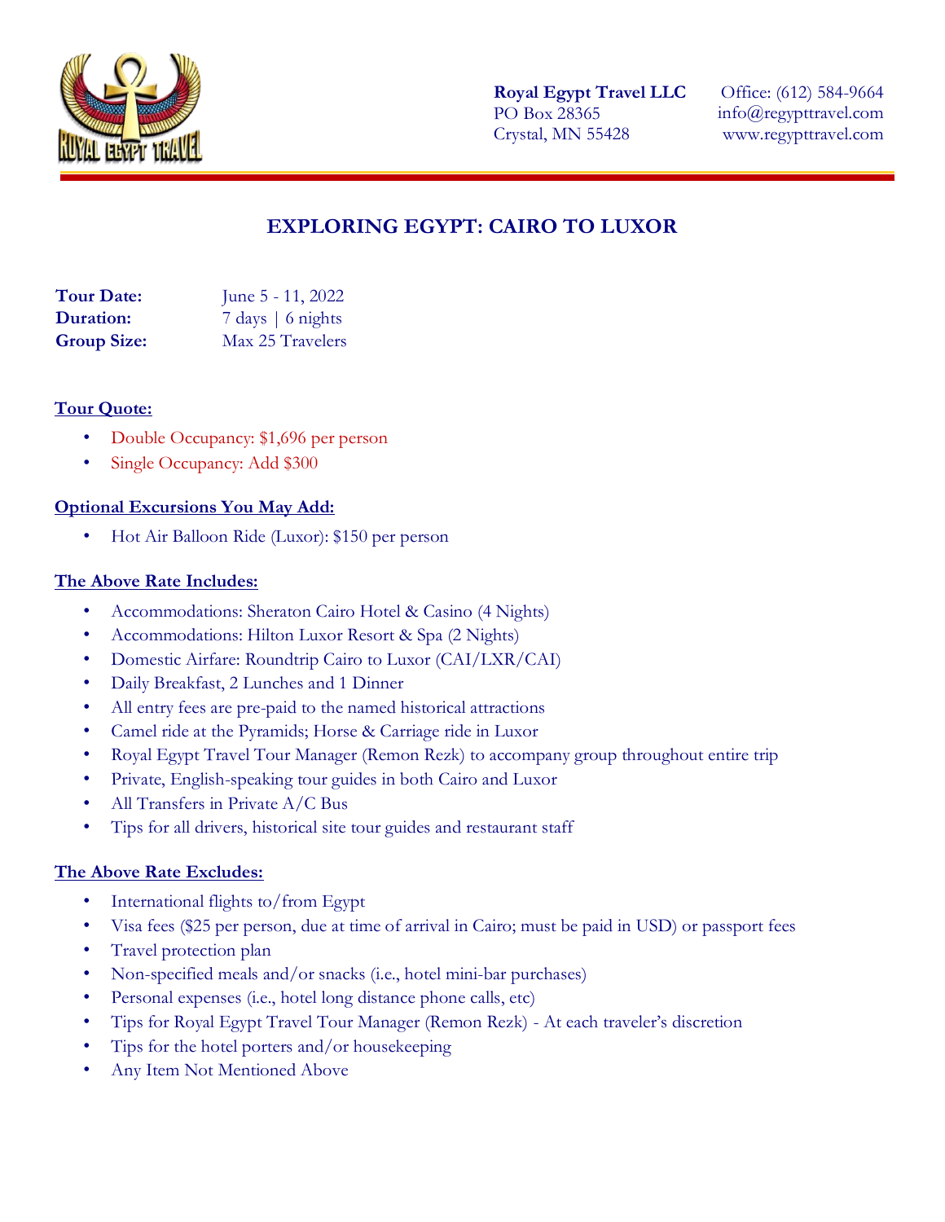Royal Egypt Travel LLC
PO Box 28365
Crystal, MN 55428

Office: (612) 584-9664
info@regypttravel.com
www.regypttravel.com

# EXPLORING EGYPT: CAIRO TO LUXOR

**Tour Date:** June 5 - 11, 2022
**Duration:** 7 days | 6 nights
**Group Size:** Max 25 Travelers

## Tour Quote:

- Double Occupancy: $1,696 per person
- Single Occupancy: Add $300

## Optional Excursions You May Add:

- Hot Air Balloon Ride (Luxor): $150 per person

## The Above Rate Includes:

- Accommodations: Sheraton Cairo Hotel & Casino (4 Nights)
- Accommodations: Hilton Luxor Resort & Spa (2 Nights)
- Domestic Airfare: Roundtrip Cairo to Luxor (CAI/LXR/CAI)
- Daily Breakfast, 2 Lunches and 1 Dinner
- All entry fees are pre-paid to the named historical attractions
- Camel ride at the Pyramids; Horse & Carriage ride in Luxor
- Royal Egypt Travel Tour Manager (Remon Rezk) to accompany group throughout entire trip
- Private, English-speaking tour guides in both Cairo and Luxor
- All Transfers in Private A/C Bus
- Tips for all drivers, historical site tour guides and restaurant staff

## The Above Rate Excludes:

- International flights to/from Egypt
- Visa fees ($25 per person, due at time of arrival in Cairo; must be paid in USD) or passport fees
- Travel protection plan
- Non-specified meals and/or snacks (i.e., hotel mini-bar purchases)
- Personal expenses (i.e., hotel long distance phone calls, etc)
- Tips for Royal Egypt Travel Tour Manager (Remon Rezk) - At each traveler's discretion
- Tips for the hotel porters and/or housekeeping
- Any Item Not Mentioned Above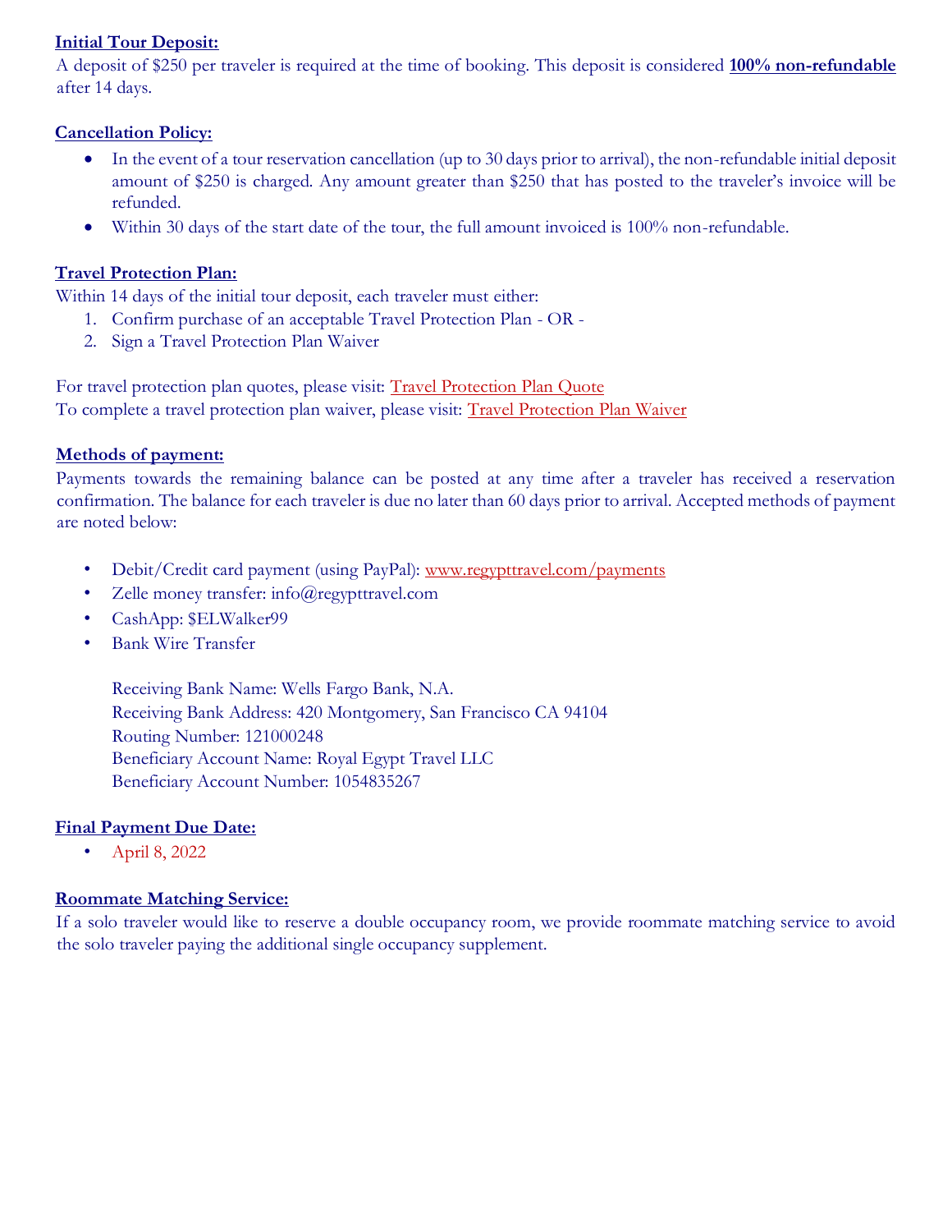**Initial Tour Deposit:**

A deposit of $250 per traveler is required at the time of booking. This deposit is considered **100% non-refundable** after 14 days.

**Cancellation Policy:**

- In the event of a tour reservation cancellation (up to 30 days prior to arrival), the non-refundable initial deposit amount of $250 is charged. Any amount greater than $250 that has posted to the traveler's invoice will be refunded.
- Within 30 days of the start date of the tour, the full amount invoiced is 100% non-refundable.

**Travel Protection Plan:**

Within 14 days of the initial tour deposit, each traveler must either:

1. Confirm purchase of an acceptable Travel Protection Plan - OR -
2. Sign a Travel Protection Plan Waiver

For travel protection plan quotes, please visit: Travel Protection Plan Quote
To complete a travel protection plan waiver, please visit: Travel Protection Plan Waiver

**Methods of payment:**

Payments towards the remaining balance can be posted at any time after a traveler has received a reservation confirmation. The balance for each traveler is due no later than 60 days prior to arrival. Accepted methods of payment are noted below:

- Debit/Credit card payment (using PayPal): www.regypttravel.com/payments
- Zelle money transfer: info@regypttravel.com
- CashApp: $ELWalker99
- Bank Wire Transfer

  Receiving Bank Name: Wells Fargo Bank, N.A.
  Receiving Bank Address: 420 Montgomery, San Francisco CA 94104
  Routing Number: 121000248
  Beneficiary Account Name: Royal Egypt Travel LLC
  Beneficiary Account Number: 1054835267

**Final Payment Due Date:**

- April 8, 2022

**Roommate Matching Service:**

If a solo traveler would like to reserve a double occupancy room, we provide roommate matching service to avoid the solo traveler paying the additional single occupancy supplement.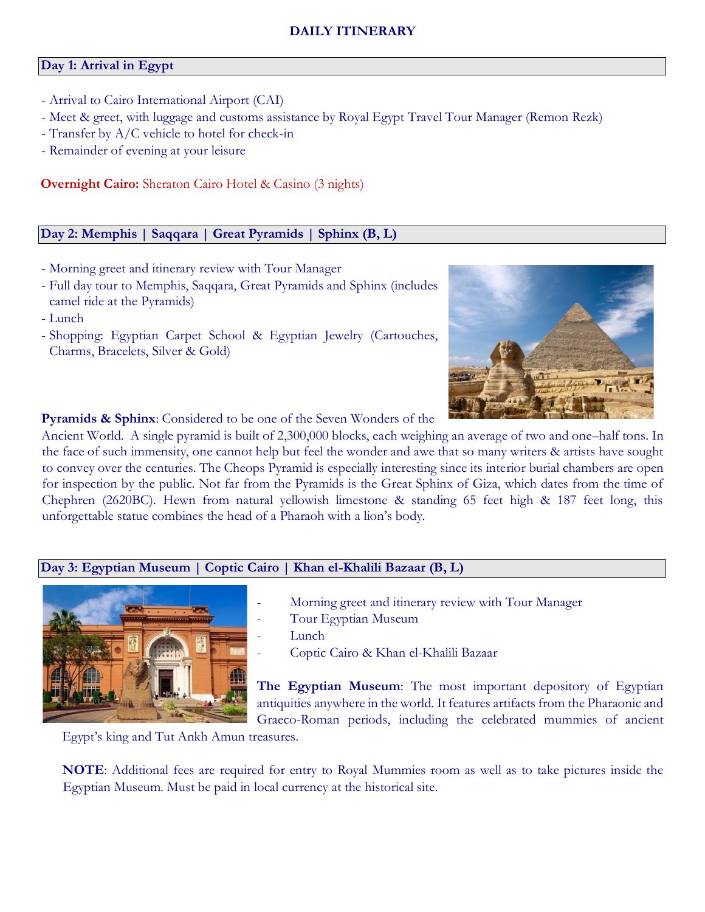## DAILY ITINERARY

### Day 1: Arrival in Egypt

- Arrival to Cairo International Airport (CAI)
- Meet & greet, with luggage and customs assistance by Royal Egypt Travel Tour Manager (Remon Rezk)
- Transfer by A/C vehicle to hotel for check-in
- Remainder of evening at your leisure

**Overnight Cairo:** Sheraton Cairo Hotel & Casino (3 nights)

### Day 2: Memphis | Saqqara | Great Pyramids | Sphinx (B, L)

- Morning greet and itinerary review with Tour Manager
- Full day tour to Memphis, Saqqara, Great Pyramids and Sphinx (includes camel ride at the Pyramids)
- Lunch
- Shopping: Egyptian Carpet School & Egyptian Jewelry (Cartouches, Charms, Bracelets, Silver & Gold)

**Pyramids & Sphinx**: Considered to be one of the Seven Wonders of the Ancient World. A single pyramid is built of 2,300,000 blocks, each weighing an average of two and one–half tons. In the face of such immensity, one cannot help but feel the wonder and awe that so many writers & artists have sought to convey over the centuries. The Cheops Pyramid is especially interesting since its interior burial chambers are open for inspection by the public. Not far from the Pyramids is the Great Sphinx of Giza, which dates from the time of Chephren (2620BC). Hewn from natural yellowish limestone & standing 65 feet high & 187 feet long, this unforgettable statue combines the head of a Pharaoh with a lion's body.

### Day 3: Egyptian Museum | Coptic Cairo | Khan el-Khalili Bazaar (B, L)

- Morning greet and itinerary review with Tour Manager
- Tour Egyptian Museum
- Lunch
- Coptic Cairo & Khan el-Khalili Bazaar

**The Egyptian Museum**: The most important depository of Egyptian antiquities anywhere in the world. It features artifacts from the Pharaonic and Graeco-Roman periods, including the celebrated mummies of ancient Egypt's king and Tut Ankh Amun treasures.

**NOTE**: Additional fees are required for entry to Royal Mummies room as well as to take pictures inside the Egyptian Museum. Must be paid in local currency at the historical site.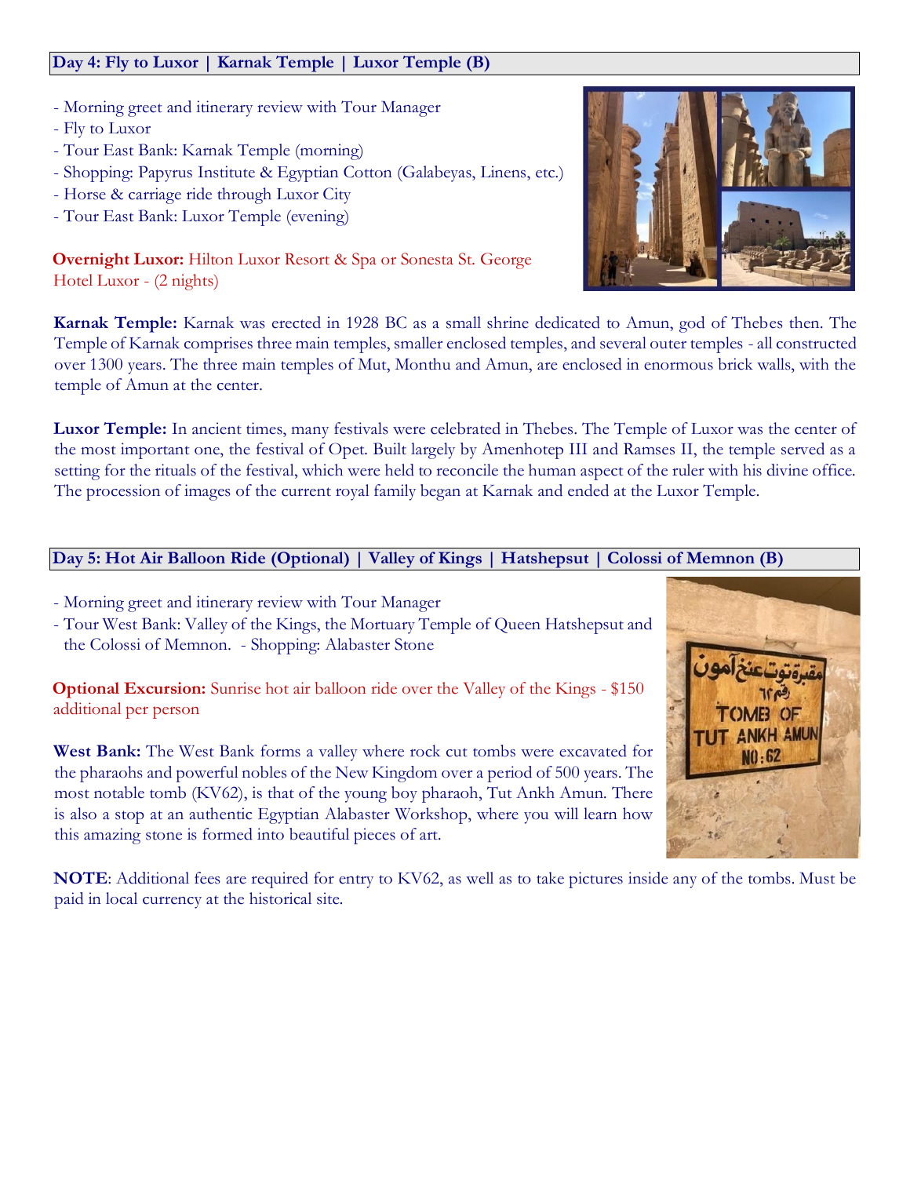## Day 4: Fly to Luxor | Karnak Temple | Luxor Temple (B)

- Morning greet and itinerary review with Tour Manager
- Fly to Luxor
- Tour East Bank: Karnak Temple (morning)
- Shopping: Papyrus Institute & Egyptian Cotton (Galabeyas, Linens, etc.)
- Horse & carriage ride through Luxor City
- Tour East Bank: Luxor Temple (evening)

**Overnight Luxor:** Hilton Luxor Resort & Spa or Sonesta St. George Hotel Luxor - (2 nights)

**Karnak Temple:** Karnak was erected in 1928 BC as a small shrine dedicated to Amun, god of Thebes then. The Temple of Karnak comprises three main temples, smaller enclosed temples, and several outer temples - all constructed over 1300 years. The three main temples of Mut, Monthu and Amun, are enclosed in enormous brick walls, with the temple of Amun at the center.

**Luxor Temple:** In ancient times, many festivals were celebrated in Thebes. The Temple of Luxor was the center of the most important one, the festival of Opet. Built largely by Amenhotep III and Ramses II, the temple served as a setting for the rituals of the festival, which were held to reconcile the human aspect of the ruler with his divine office. The procession of images of the current royal family began at Karnak and ended at the Luxor Temple.

## Day 5: Hot Air Balloon Ride (Optional) | Valley of Kings | Hatshepsut | Colossi of Memnon (B)

- Morning greet and itinerary review with Tour Manager
- Tour West Bank: Valley of the Kings, the Mortuary Temple of Queen Hatshepsut and the Colossi of Memnon.
- Shopping: Alabaster Stone

**Optional Excursion:** Sunrise hot air balloon ride over the Valley of the Kings - $150 additional per person

**West Bank:** The West Bank forms a valley where rock cut tombs were excavated for the pharaohs and powerful nobles of the New Kingdom over a period of 500 years. The most notable tomb (KV62), is that of the young boy pharaoh, Tut Ankh Amun. There is also a stop at an authentic Egyptian Alabaster Workshop, where you will learn how this amazing stone is formed into beautiful pieces of art.

**NOTE**: Additional fees are required for entry to KV62, as well as to take pictures inside any of the tombs. Must be paid in local currency at the historical site.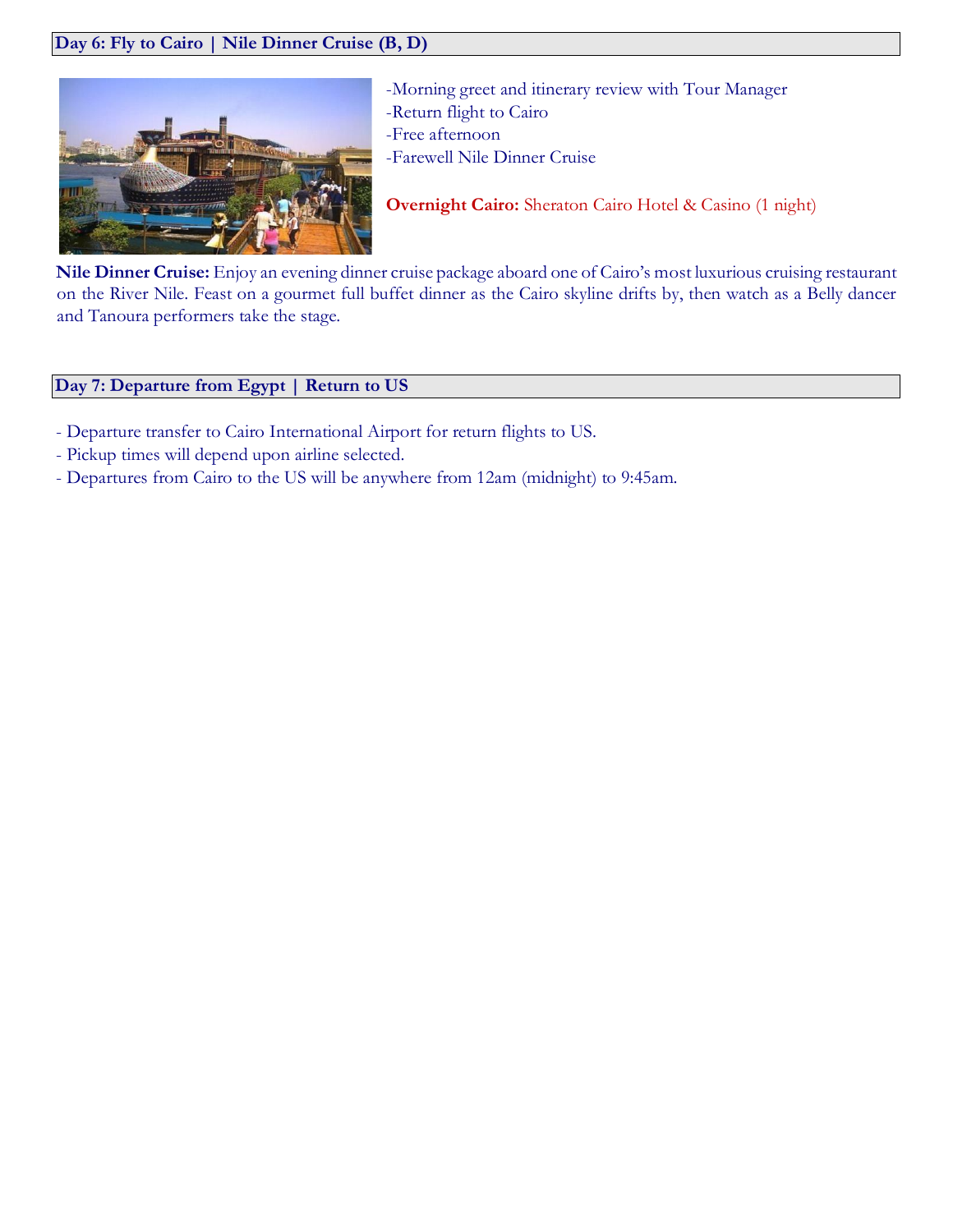## Day 6: Fly to Cairo | Nile Dinner Cruise (B, D)

-Morning greet and itinerary review with Tour Manager
-Return flight to Cairo
-Free afternoon
-Farewell Nile Dinner Cruise

**Overnight Cairo:** Sheraton Cairo Hotel & Casino (1 night)

**Nile Dinner Cruise:** Enjoy an evening dinner cruise package aboard one of Cairo's most luxurious cruising restaurant on the River Nile. Feast on a gourmet full buffet dinner as the Cairo skyline drifts by, then watch as a Belly dancer and Tanoura performers take the stage.

## Day 7: Departure from Egypt | Return to US

- Departure transfer to Cairo International Airport for return flights to US.
- Pickup times will depend upon airline selected.
- Departures from Cairo to the US will be anywhere from 12am (midnight) to 9:45am.